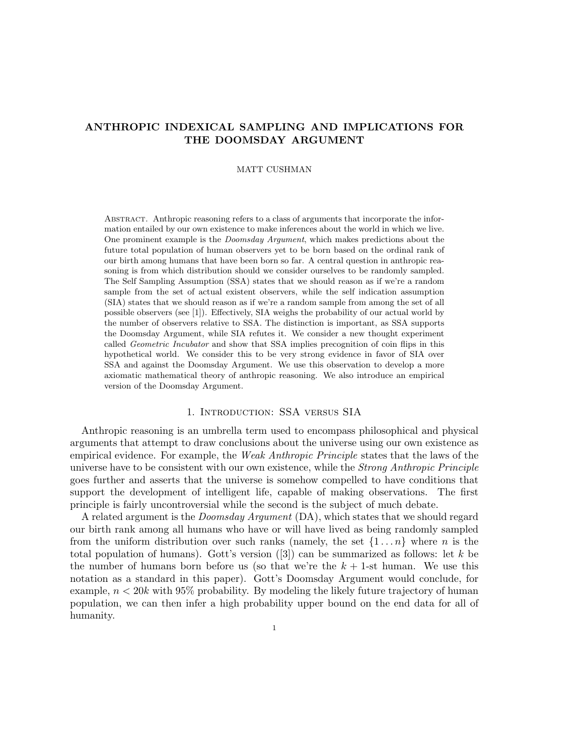# ANTHROPIC INDEXICAL SAMPLING AND IMPLICATIONS FOR THE DOOMSDAY ARGUMENT

MATT CUSHMAN

Abstract. Anthropic reasoning refers to a class of arguments that incorporate the information entailed by our own existence to make inferences about the world in which we live. One prominent example is the *Doomsday Argument*, which makes predictions about the future total population of human observers yet to be born based on the ordinal rank of our birth among humans that have been born so far. A central question in anthropic reasoning is from which distribution should we consider ourselves to be randomly sampled. The Self Sampling Assumption (SSA) states that we should reason as if we're a random sample from the set of actual existent observers, while the self indication assumption (SIA) states that we should reason as if we're a random sample from among the set of all possible observers (see [1]). Effectively, SIA weighs the probability of our actual world by the number of observers relative to SSA. The distinction is important, as SSA supports the Doomsday Argument, while SIA refutes it. We consider a new thought experiment called *Geometric Incubator* and show that SSA implies precognition of coin flips in this hypothetical world. We consider this to be very strong evidence in favor of SIA over SSA and against the Doomsday Argument. We use this observation to develop a more axiomatic mathematical theory of anthropic reasoning. We also introduce an empirical version of the Doomsday Argument.

## 1. Introduction: SSA versus SIA

Anthropic reasoning is an umbrella term used to encompass philosophical and physical arguments that attempt to draw conclusions about the universe using our own existence as empirical evidence. For example, the *Weak Anthropic Principle* states that the laws of the universe have to be consistent with our own existence, while the *Strong Anthropic Principle* goes further and asserts that the universe is somehow compelled to have conditions that support the development of intelligent life, capable of making observations. The first principle is fairly uncontroversial while the second is the subject of much debate.

A related argument is the *Doomsday Argument* (DA), which states that we should regard our birth rank among all humans who have or will have lived as being randomly sampled from the uniform distribution over such ranks (namely, the set $\{1 \ldots n\}$ where $n$ is the total population of humans). Gott's version ([3]) can be summarized as follows: let $k$ be the number of humans born before us (so that we're the $k+1$-st human. We use this notation as a standard in this paper). Gott's Doomsday Argument would conclude, for example, $n < 20k$ with 95% probability. By modeling the likely future trajectory of human population, we can then infer a high probability upper bound on the end data for all of humanity.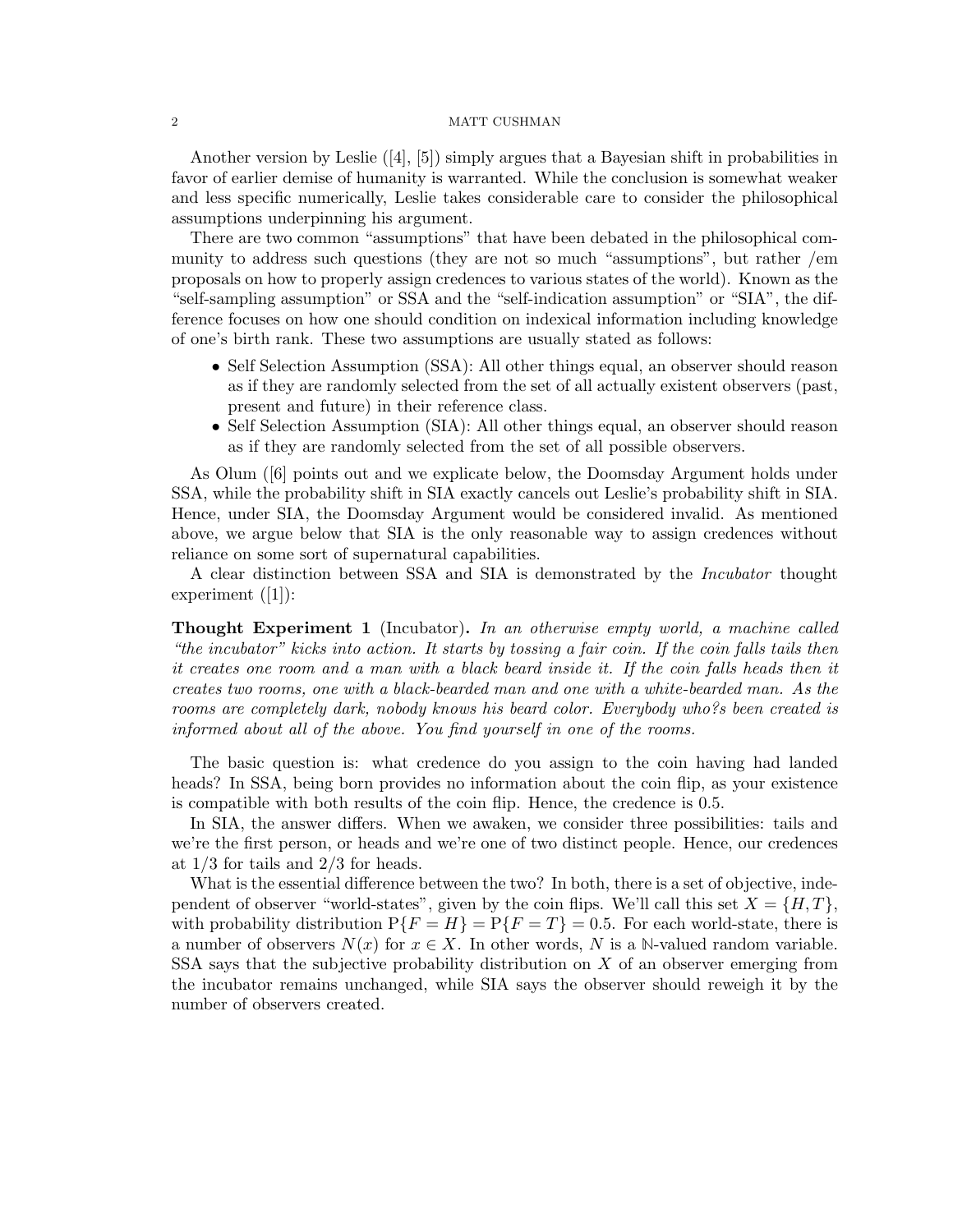Another version by Leslie ([4], [5]) simply argues that a Bayesian shift in probabilities in favor of earlier demise of humanity is warranted. While the conclusion is somewhat weaker and less specific numerically, Leslie takes considerable care to consider the philosophical assumptions underpinning his argument.

There are two common "assumptions" that have been debated in the philosophical community to address such questions (they are not so much "assumptions", but rather /em proposals on how to properly assign credences to various states of the world). Known as the "self-sampling assumption" or SSA and the "self-indication assumption" or "SIA", the difference focuses on how one should condition on indexical information including knowledge of one's birth rank. These two assumptions are usually stated as follows:

- Self Selection Assumption (SSA): All other things equal, an observer should reason as if they are randomly selected from the set of all actually existent observers (past, present and future) in their reference class.
- Self Selection Assumption (SIA): All other things equal, an observer should reason as if they are randomly selected from the set of all possible observers.

As Olum ([6] points out and we explicate below, the Doomsday Argument holds under SSA, while the probability shift in SIA exactly cancels out Leslie's probability shift in SIA. Hence, under SIA, the Doomsday Argument would be considered invalid. As mentioned above, we argue below that SIA is the only reasonable way to assign credences without reliance on some sort of supernatural capabilities.

A clear distinction between SSA and SIA is demonstrated by the *Incubator* thought experiment ([1]):

**Thought Experiment 1** (Incubator)**.** *In an otherwise empty world, a machine called "the incubator" kicks into action. It starts by tossing a fair coin. If the coin falls tails then it creates one room and a man with a black beard inside it. If the coin falls heads then it creates two rooms, one with a black-bearded man and one with a white-bearded man. As the rooms are completely dark, nobody knows his beard color. Everybody who?s been created is informed about all of the above. You find yourself in one of the rooms.*

The basic question is: what credence do you assign to the coin having had landed heads? In SSA, being born provides no information about the coin flip, as your existence is compatible with both results of the coin flip. Hence, the credence is 0.5.

In SIA, the answer differs. When we awaken, we consider three possibilities: tails and we're the first person, or heads and we're one of two distinct people. Hence, our credences at 1/3 for tails and 2/3 for heads.

What is the essential difference between the two? In both, there is a set of objective, independent of observer "world-states", given by the coin flips. We'll call this set $X = \{H, T\}$, with probability distribution $\mathrm{P}\{F = H\} = \mathrm{P}\{F = T\} = 0.5$. For each world-state, there is a number of observers $N(x)$ for $x \in X$. In other words, $N$ is a $\mathbb{N}$-valued random variable. SSA says that the subjective probability distribution on $X$ of an observer emerging from the incubator remains unchanged, while SIA says the observer should reweigh it by the number of observers created.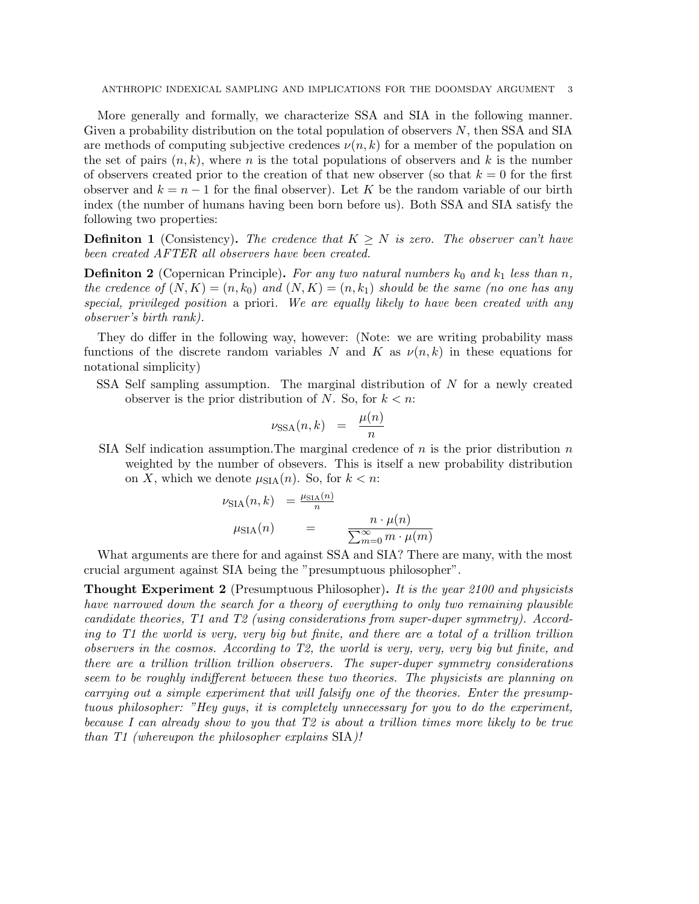More generally and formally, we characterize SSA and SIA in the following manner. Given a probability distribution on the total population of observers $N$, then SSA and SIA are methods of computing subjective credences $\nu(n,k)$ for a member of the population on the set of pairs $(n,k)$, where $n$ is the total populations of observers and $k$ is the number of observers created prior to the creation of that new observer (so that $k=0$ for the first observer and $k=n-1$ for the final observer). Let $K$ be the random variable of our birth index (the number of humans having been born before us). Both SSA and SIA satisfy the following two properties:

**Definiton 1** (Consistency)**.** *The credence that $K \geq N$ is zero. The observer can't have been created AFTER all observers have been created.*

**Definiton 2** (Copernican Principle)**.** *For any two natural numbers $k_0$ and $k_1$ less than $n$, the credence of $(N,K) = (n,k_0)$ and $(N,K) = (n,k_1)$ should be the same (no one has any special, privileged position* a priori. *We are equally likely to have been created with any observer's birth rank).*

They do differ in the following way, however: (Note: we are writing probability mass functions of the discrete random variables $N$ and $K$ as $\nu(n,k)$ in these equations for notational simplicity)

SSA Self sampling assumption. The marginal distribution of $N$ for a newly created observer is the prior distribution of $N$. So, for $k < n$:

$$\nu_{\text{SSA}}(n,k) \quad = \quad \frac{\mu(n)}{n}$$

SIA Self indication assumption.The marginal credence of $n$ is the prior distribution $n$ weighted by the number of obsevers. This is itself a new probability distribution on $X$, which we denote $\mu_{\text{SIA}}(n)$. So, for $k < n$:

$$\nu_{\text{SIA}}(n,k) \quad = \frac{\mu_{\text{SIA}}(n)}{n}$$

$$\mu_{\text{SIA}}(n) \qquad = \qquad \frac{n \cdot \mu(n)}{\sum_{m=0}^{\infty} m \cdot \mu(m)}$$

What arguments are there for and against SSA and SIA? There are many, with the most crucial argument against SIA being the "presumptuous philosopher".

**Thought Experiment 2** (Presumptuous Philosopher)**.** *It is the year 2100 and physicists have narrowed down the search for a theory of everything to only two remaining plausible candidate theories, T1 and T2 (using considerations from super-duper symmetry). According to T1 the world is very, very big but finite, and there are a total of a trillion trillion observers in the cosmos. According to T2, the world is very, very, very big but finite, and there are a trillion trillion trillion observers. The super-duper symmetry considerations seem to be roughly indifferent between these two theories. The physicists are planning on carrying out a simple experiment that will falsify one of the theories. Enter the presumptuous philosopher: "Hey guys, it is completely unnecessary for you to do the experiment, because I can already show to you that T2 is about a trillion times more likely to be true than T1 (whereupon the philosopher explains* SIA*)!*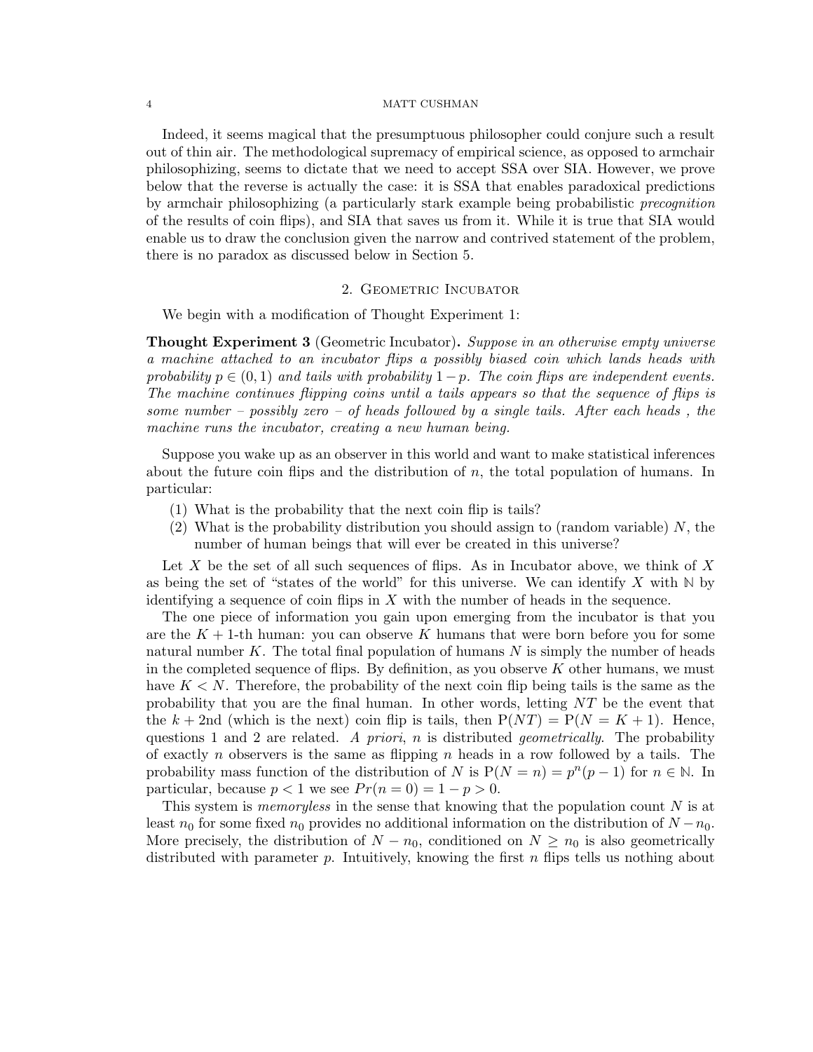Indeed, it seems magical that the presumptuous philosopher could conjure such a result out of thin air. The methodological supremacy of empirical science, as opposed to armchair philosophizing, seems to dictate that we need to accept SSA over SIA. However, we prove below that the reverse is actually the case: it is SSA that enables paradoxical predictions by armchair philosophizing (a particularly stark example being probabilistic *precognition* of the results of coin flips), and SIA that saves us from it. While it is true that SIA would enable us to draw the conclusion given the narrow and contrived statement of the problem, there is no paradox as discussed below in Section 5.

## 2. Geometric Incubator

We begin with a modification of Thought Experiment 1:

**Thought Experiment 3** (Geometric Incubator)**.** *Suppose in an otherwise empty universe a machine attached to an incubator flips a possibly biased coin which lands heads with probability $p \in (0, 1)$ and tails with probability $1 - p$. The coin flips are independent events. The machine continues flipping coins until a tails appears so that the sequence of flips is some number – possibly zero – of heads followed by a single tails. After each heads , the machine runs the incubator, creating a new human being.*

Suppose you wake up as an observer in this world and want to make statistical inferences about the future coin flips and the distribution of $n$, the total population of humans. In particular:

1. What is the probability that the next coin flip is tails?
2. What is the probability distribution you should assign to (random variable) $N$, the number of human beings that will ever be created in this universe?

Let $X$ be the set of all such sequences of flips. As in Incubator above, we think of $X$ as being the set of "states of the world" for this universe. We can identify $X$ with $\mathbb{N}$ by identifying a sequence of coin flips in $X$ with the number of heads in the sequence.

The one piece of information you gain upon emerging from the incubator is that you are the $K + 1$-th human: you can observe $K$ humans that were born before you for some natural number $K$. The total final population of humans $N$ is simply the number of heads in the completed sequence of flips. By definition, as you observe $K$ other humans, we must have $K < N$. Therefore, the probability of the next coin flip being tails is the same as the probability that you are the final human. In other words, letting $NT$ be the event that the $k + 2$nd (which is the next) coin flip is tails, then $\mathrm{P}(NT) = \mathrm{P}(N = K + 1)$. Hence, questions 1 and 2 are related. *A priori*, $n$ is distributed *geometrically*. The probability of exactly $n$ observers is the same as flipping $n$ heads in a row followed by a tails. The probability mass function of the distribution of $N$ is $\mathrm{P}(N = n) = p^n(p - 1)$ for $n \in \mathbb{N}$. In particular, because $p < 1$ we see $Pr(n = 0) = 1 - p > 0$.

This system is *memoryless* in the sense that knowing that the population count $N$ is at least $n_0$ for some fixed $n_0$ provides no additional information on the distribution of $N - n_0$. More precisely, the distribution of $N - n_0$, conditioned on $N \geq n_0$ is also geometrically distributed with parameter $p$. Intuitively, knowing the first $n$ flips tells us nothing about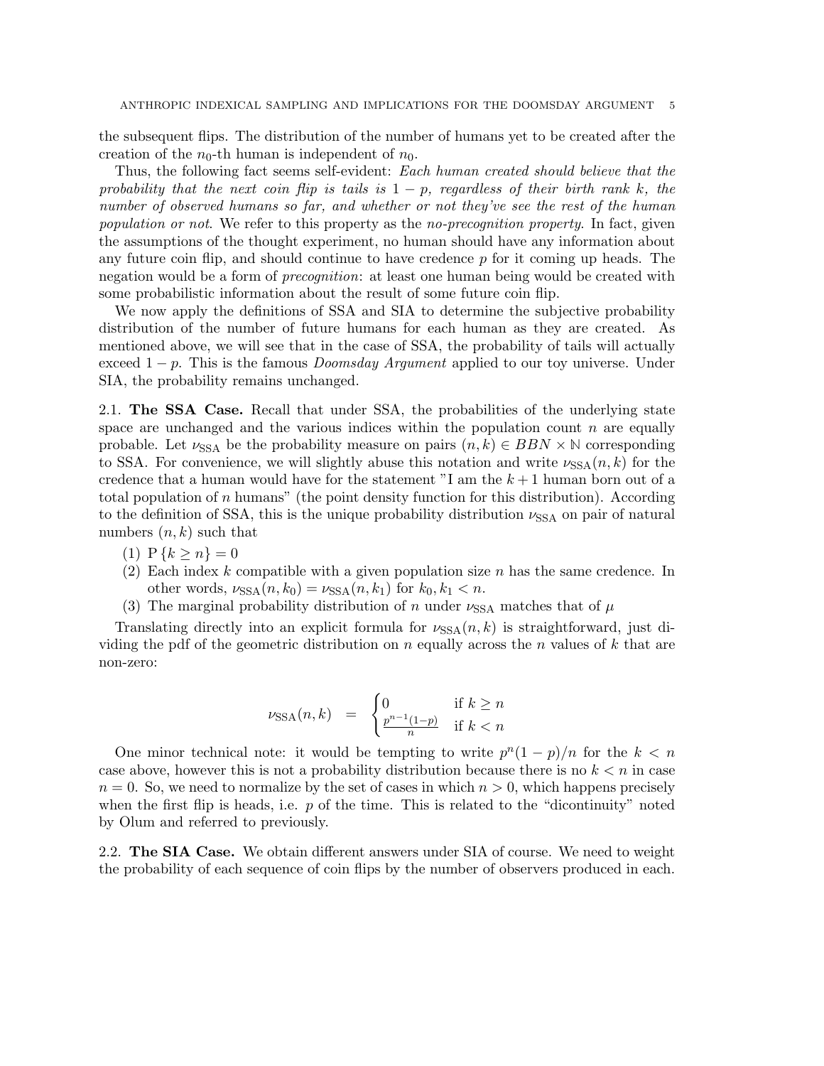the subsequent flips. The distribution of the number of humans yet to be created after the creation of the $n_0$-th human is independent of $n_0$.

Thus, the following fact seems self-evident: *Each human created should believe that the probability that the next coin flip is tails is $1 - p$, regardless of their birth rank $k$, the number of observed humans so far, and whether or not they've see the rest of the human population or not.* We refer to this property as the *no-precognition property*. In fact, given the assumptions of the thought experiment, no human should have any information about any future coin flip, and should continue to have credence $p$ for it coming up heads. The negation would be a form of *precognition*: at least one human being would be created with some probabilistic information about the result of some future coin flip.

We now apply the definitions of SSA and SIA to determine the subjective probability distribution of the number of future humans for each human as they are created. As mentioned above, we will see that in the case of SSA, the probability of tails will actually exceed $1 - p$. This is the famous *Doomsday Argument* applied to our toy universe. Under SIA, the probability remains unchanged.

## 2.1. The SSA Case.

Recall that under SSA, the probabilities of the underlying state space are unchanged and the various indices within the population count $n$ are equally probable. Let $\nu_{\text{SSA}}$ be the probability measure on pairs $(n, k) \in BBN \times \mathbb{N}$ corresponding to SSA. For convenience, we will slightly abuse this notation and write $\nu_{\text{SSA}}(n, k)$ for the credence that a human would have for the statement "I am the $k + 1$ human born out of a total population of $n$ humans" (the point density function for this distribution). According to the definition of SSA, this is the unique probability distribution $\nu_{\text{SSA}}$ on pair of natural numbers $(n, k)$ such that

1. $\mathrm{P}\{k \geq n\} = 0$
2. Each index $k$ compatible with a given population size $n$ has the same credence. In other words, $\nu_{\text{SSA}}(n, k_0) = \nu_{\text{SSA}}(n, k_1)$ for $k_0, k_1 < n$.
3. The marginal probability distribution of $n$ under $\nu_{\text{SSA}}$ matches that of $\mu$

Translating directly into an explicit formula for $\nu_{\text{SSA}}(n, k)$ is straightforward, just dividing the pdf of the geometric distribution on $n$ equally across the $n$ values of $k$ that are non-zero:

$$\nu_{\text{SSA}}(n, k) \quad = \quad \begin{cases} 0 & \text{if } k \geq n \\ \frac{p^{n-1}(1-p)}{n} & \text{if } k < n \end{cases}$$

One minor technical note: it would be tempting to write $p^n(1 - p)/n$ for the $k < n$ case above, however this is not a probability distribution because there is no $k < n$ in case $n = 0$. So, we need to normalize by the set of cases in which $n > 0$, which happens precisely when the first flip is heads, i.e. $p$ of the time. This is related to the "dicontinuity" noted by Olum and referred to previously.

## 2.2. The SIA Case.

We obtain different answers under SIA of course. We need to weight the probability of each sequence of coin flips by the number of observers produced in each.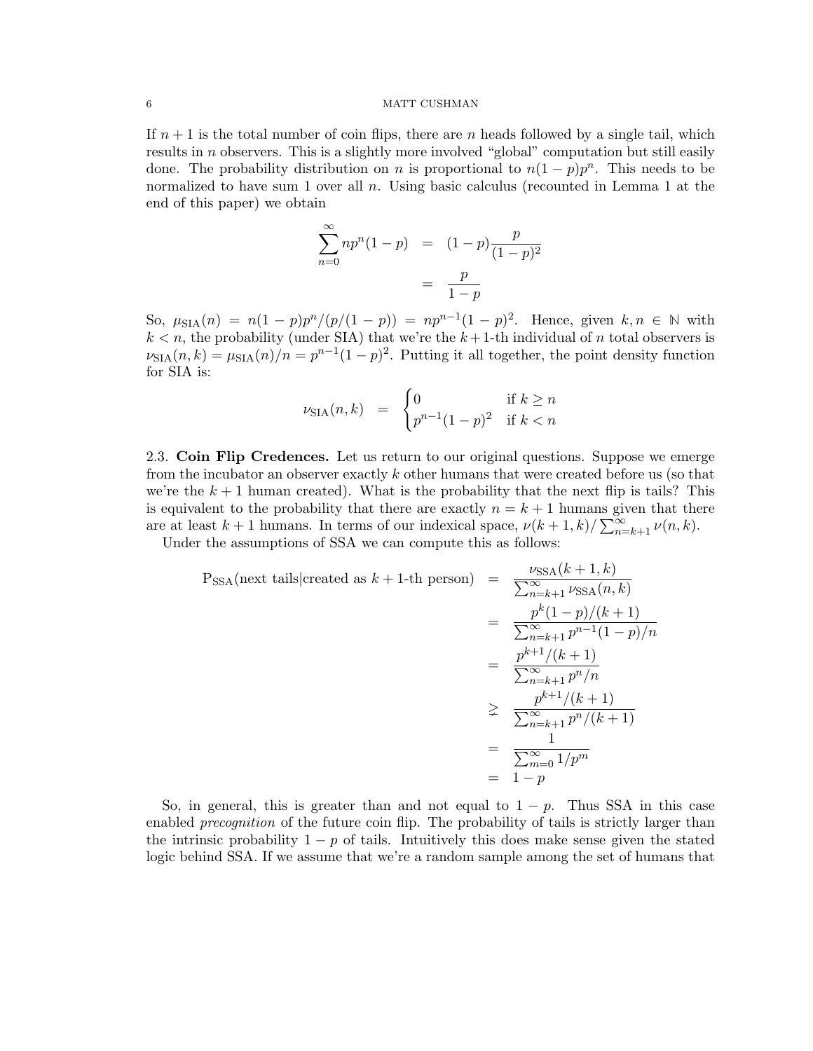If $n+1$ is the total number of coin flips, there are $n$ heads followed by a single tail, which results in $n$ observers. This is a slightly more involved "global" computation but still easily done. The probability distribution on $n$ is proportional to $n(1-p)p^n$. This needs to be normalized to have sum 1 over all $n$. Using basic calculus (recounted in Lemma 1 at the end of this paper) we obtain

$$
\begin{aligned}
\sum_{n=0}^{\infty} np^n(1-p) &= (1-p)\frac{p}{(1-p)^2} \\
&= \frac{p}{1-p}
\end{aligned}
$$

So, $\mu_{\text{SIA}}(n) = n(1-p)p^n/(p/(1-p)) = np^{n-1}(1-p)^2$. Hence, given $k, n \in \mathbb{N}$ with $k < n$, the probability (under SIA) that we're the $k+1$-th individual of $n$ total observers is $\nu_{\text{SIA}}(n,k) = \mu_{\text{SIA}}(n)/n = p^{n-1}(1-p)^2$. Putting it all together, the point density function for SIA is:

$$
\nu_{\text{SIA}}(n,k) = \begin{cases} 0 & \text{if } k \geq n \\ p^{n-1}(1-p)^2 & \text{if } k < n \end{cases}
$$

2.3. **Coin Flip Credences.** Let us return to our original questions. Suppose we emerge from the incubator an observer exactly $k$ other humans that were created before us (so that we're the $k+1$ human created). What is the probability that the next flip is tails? This is equivalent to the probability that there are exactly $n = k+1$ humans given that there are at least $k+1$ humans. In terms of our indexical space, $\nu(k+1,k)/\sum_{n=k+1}^{\infty} \nu(n,k)$.

Under the assumptions of SSA we can compute this as follows:

$$
\begin{aligned}
\text{P}_{\text{SSA}}(\text{next tails}|\text{created as } k+1\text{-th person}) &= \frac{\nu_{\text{SSA}}(k+1,k)}{\sum_{n=k+1}^{\infty} \nu_{\text{SSA}}(n,k)} \\
&= \frac{p^k(1-p)/(k+1)}{\sum_{n=k+1}^{\infty} p^{n-1}(1-p)/n} \\
&= \frac{p^{k+1}/(k+1)}{\sum_{n=k+1}^{\infty} p^n/n} \\
&\gneq \frac{p^{k+1}/(k+1)}{\sum_{n=k+1}^{\infty} p^n/(k+1)} \\
&= \frac{1}{\sum_{m=0}^{\infty} 1/p^m} \\
&= 1-p
\end{aligned}
$$

So, in general, this is greater than and not equal to $1-p$. Thus SSA in this case enabled *precognition* of the future coin flip. The probability of tails is strictly larger than the intrinsic probability $1-p$ of tails. Intuitively this does make sense given the stated logic behind SSA. If we assume that we're a random sample among the set of humans that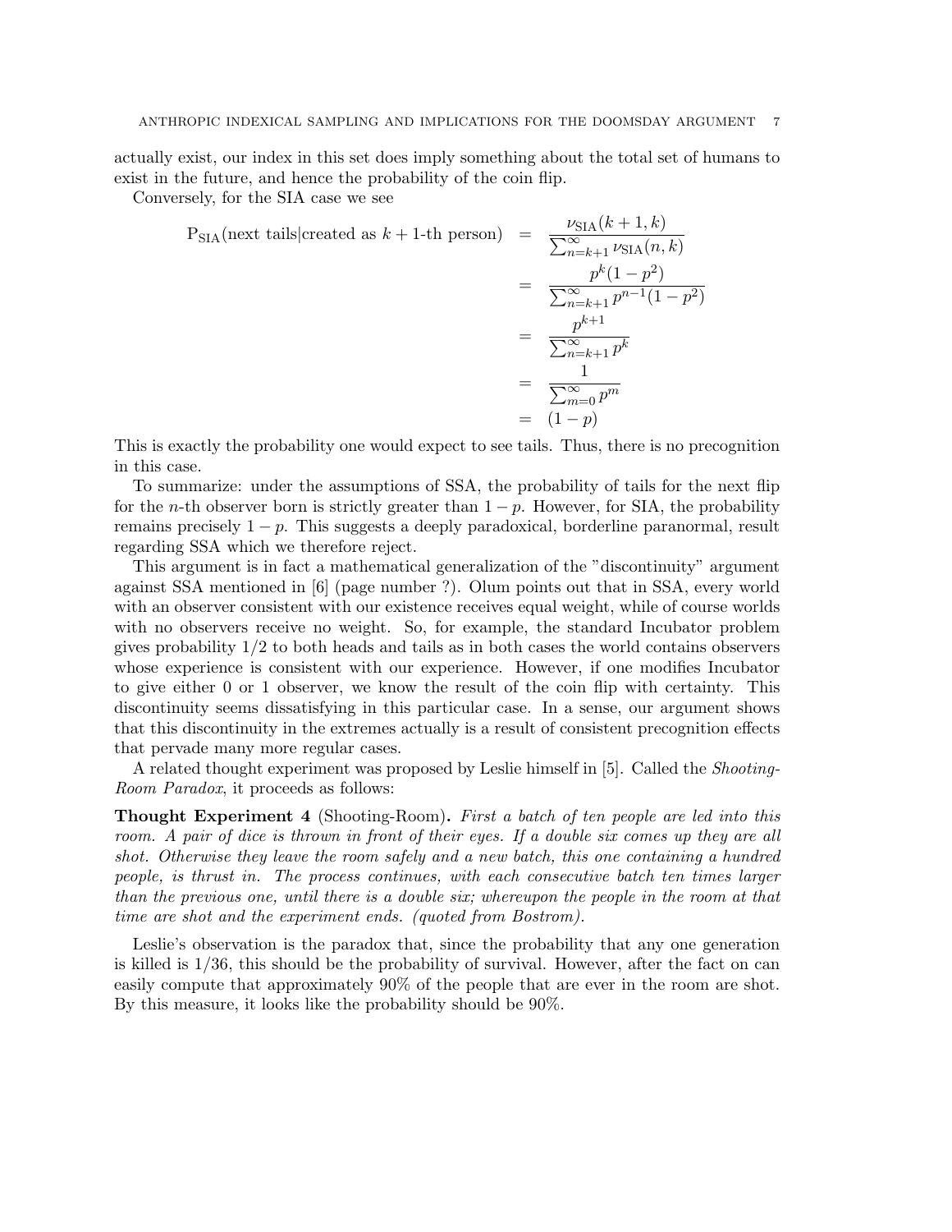actually exist, our index in this set does imply something about the total set of humans to exist in the future, and hence the probability of the coin flip.

Conversely, for the SIA case we see

$$
\begin{aligned}
\mathrm{P}_{\mathrm{SIA}}(\text{next tails}|\text{created as } k+1\text{-th person}) &= \frac{\nu_{\mathrm{SIA}}(k+1,k)}{\sum_{n=k+1}^{\infty}\nu_{\mathrm{SIA}}(n,k)} \\
&= \frac{p^k(1-p^2)}{\sum_{n=k+1}^{\infty}p^{n-1}(1-p^2)} \\
&= \frac{p^{k+1}}{\sum_{n=k+1}^{\infty}p^k} \\
&= \frac{1}{\sum_{m=0}^{\infty}p^m} \\
&= (1-p)
\end{aligned}
$$

This is exactly the probability one would expect to see tails. Thus, there is no precognition in this case.

To summarize: under the assumptions of SSA, the probability of tails for the next flip for the $n$-th observer born is strictly greater than $1-p$. However, for SIA, the probability remains precisely $1-p$. This suggests a deeply paradoxical, borderline paranormal, result regarding SSA which we therefore reject.

This argument is in fact a mathematical generalization of the "discontinuity" argument against SSA mentioned in [6] (page number ?). Olum points out that in SSA, every world with an observer consistent with our existence receives equal weight, while of course worlds with no observers receive no weight. So, for example, the standard Incubator problem gives probability 1/2 to both heads and tails as in both cases the world contains observers whose experience is consistent with our experience. However, if one modifies Incubator to give either 0 or 1 observer, we know the result of the coin flip with certainty. This discontinuity seems dissatisfying in this particular case. In a sense, our argument shows that this discontinuity in the extremes actually is a result of consistent precognition effects that pervade many more regular cases.

A related thought experiment was proposed by Leslie himself in [5]. Called the *Shooting-Room Paradox*, it proceeds as follows:

**Thought Experiment 4** (Shooting-Room)**.** *First a batch of ten people are led into this room. A pair of dice is thrown in front of their eyes. If a double six comes up they are all shot. Otherwise they leave the room safely and a new batch, this one containing a hundred people, is thrust in. The process continues, with each consecutive batch ten times larger than the previous one, until there is a double six; whereupon the people in the room at that time are shot and the experiment ends. (quoted from Bostrom).*

Leslie's observation is the paradox that, since the probability that any one generation is killed is 1/36, this should be the probability of survival. However, after the fact on can easily compute that approximately 90% of the people that are ever in the room are shot. By this measure, it looks like the probability should be 90%.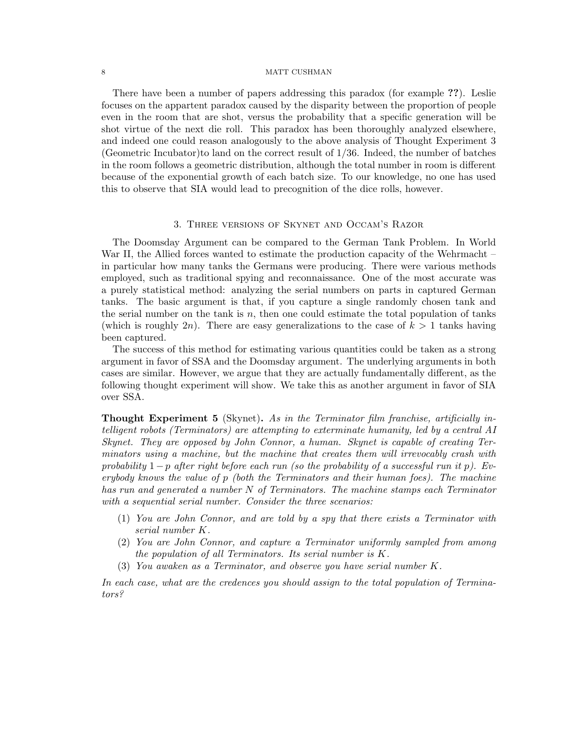There have been a number of papers addressing this paradox (for example **??**). Leslie focuses on the appartent paradox caused by the disparity between the proportion of people even in the room that are shot, versus the probability that a specific generation will be shot virtue of the next die roll. This paradox has been thoroughly analyzed elsewhere, and indeed one could reason analogously to the above analysis of Thought Experiment 3 (Geometric Incubator)to land on the correct result of 1/36. Indeed, the number of batches in the room follows a geometric distribution, although the total number in room is different because of the exponential growth of each batch size. To our knowledge, no one has used this to observe that SIA would lead to precognition of the dice rolls, however.

## 3. Three versions of Skynet and Occam's Razor

The Doomsday Argument can be compared to the German Tank Problem. In World War II, the Allied forces wanted to estimate the production capacity of the Wehrmacht – in particular how many tanks the Germans were producing. There were various methods employed, such as traditional spying and reconnaissance. One of the most accurate was a purely statistical method: analyzing the serial numbers on parts in captured German tanks. The basic argument is that, if you capture a single randomly chosen tank and the serial number on the tank is $n$, then one could estimate the total population of tanks (which is roughly $2n$). There are easy generalizations to the case of $k > 1$ tanks having been captured.

The success of this method for estimating various quantities could be taken as a strong argument in favor of SSA and the Doomsday argument. The underlying arguments in both cases are similar. However, we argue that they are actually fundamentally different, as the following thought experiment will show. We take this as another argument in favor of SIA over SSA.

**Thought Experiment 5** (Skynet)**.** *As in the Terminator film franchise, artificially intelligent robots (Terminators) are attempting to exterminate humanity, led by a central AI Skynet. They are opposed by John Connor, a human. Skynet is capable of creating Terminators using a machine, but the machine that creates them will irrevocably crash with probability $1-p$ after right before each run (so the probability of a successful run it $p$). Everybody knows the value of $p$ (both the Terminators and their human foes). The machine has run and generated a number $N$ of Terminators. The machine stamps each Terminator with a sequential serial number. Consider the three scenarios:*

1. *You are John Connor, and are told by a spy that there exists a Terminator with serial number $K$.*
2. *You are John Connor, and capture a Terminator uniformly sampled from among the population of all Terminators. Its serial number is $K$.*
3. *You awaken as a Terminator, and observe you have serial number $K$.*

*In each case, what are the credences you should assign to the total population of Terminators?*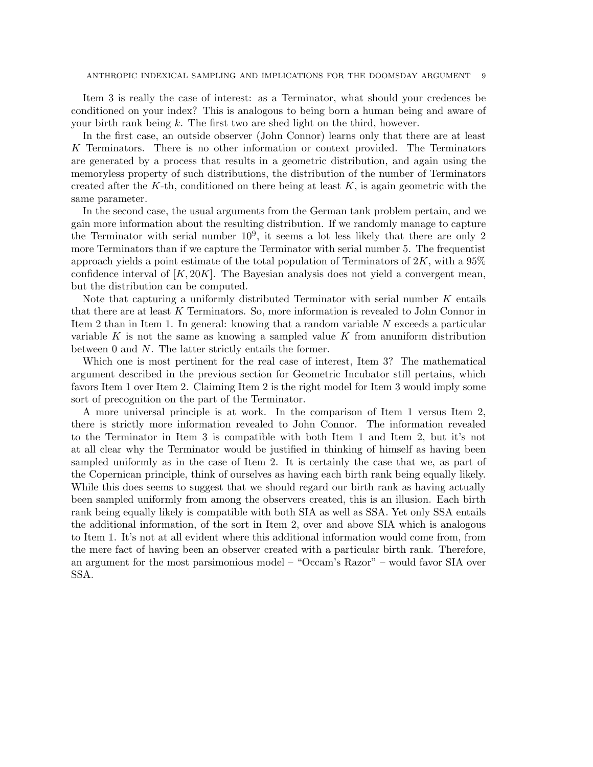Item 3 is really the case of interest: as a Terminator, what should your credences be conditioned on your index? This is analogous to being born a human being and aware of your birth rank being $k$. The first two are shed light on the third, however.

In the first case, an outside observer (John Connor) learns only that there are at least $K$ Terminators. There is no other information or context provided. The Terminators are generated by a process that results in a geometric distribution, and again using the memoryless property of such distributions, the distribution of the number of Terminators created after the $K$-th, conditioned on there being at least $K$, is again geometric with the same parameter.

In the second case, the usual arguments from the German tank problem pertain, and we gain more information about the resulting distribution. If we randomly manage to capture the Terminator with serial number $10^9$, it seems a lot less likely that there are only 2 more Terminators than if we capture the Terminator with serial number 5. The frequentist approach yields a point estimate of the total population of Terminators of $2K$, with a 95% confidence interval of $[K, 20K]$. The Bayesian analysis does not yield a convergent mean, but the distribution can be computed.

Note that capturing a uniformly distributed Terminator with serial number $K$ entails that there are at least $K$ Terminators. So, more information is revealed to John Connor in Item 2 than in Item 1. In general: knowing that a random variable $N$ exceeds a particular variable $K$ is not the same as knowing a sampled value $K$ from anuniform distribution between 0 and $N$. The latter strictly entails the former.

Which one is most pertinent for the real case of interest, Item 3? The mathematical argument described in the previous section for Geometric Incubator still pertains, which favors Item 1 over Item 2. Claiming Item 2 is the right model for Item 3 would imply some sort of precognition on the part of the Terminator.

A more universal principle is at work. In the comparison of Item 1 versus Item 2, there is strictly more information revealed to John Connor. The information revealed to the Terminator in Item 3 is compatible with both Item 1 and Item 2, but it's not at all clear why the Terminator would be justified in thinking of himself as having been sampled uniformly as in the case of Item 2. It is certainly the case that we, as part of the Copernican principle, think of ourselves as having each birth rank being equally likely. While this does seems to suggest that we should regard our birth rank as having actually been sampled uniformly from among the observers created, this is an illusion. Each birth rank being equally likely is compatible with both SIA as well as SSA. Yet only SSA entails the additional information, of the sort in Item 2, over and above SIA which is analogous to Item 1. It's not at all evident where this additional information would come from, from the mere fact of having been an observer created with a particular birth rank. Therefore, an argument for the most parsimonious model – "Occam's Razor" – would favor SIA over SSA.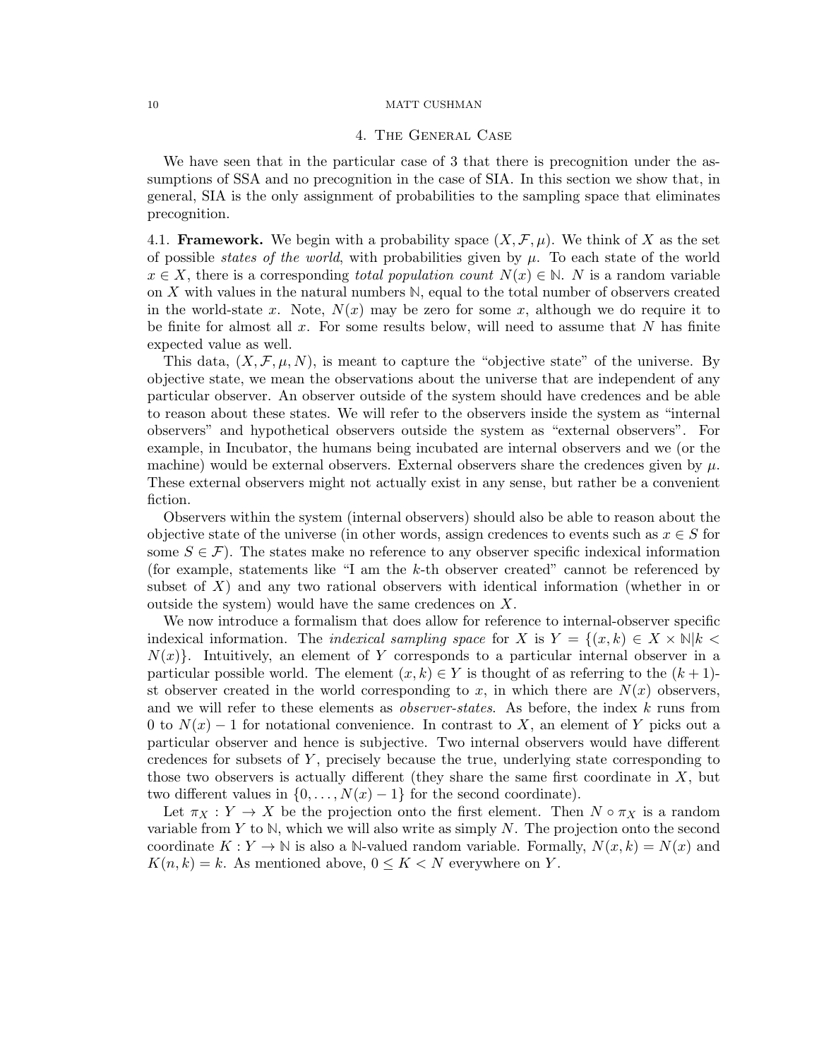## 4. The General Case

We have seen that in the particular case of 3 that there is precognition under the assumptions of SSA and no precognition in the case of SIA. In this section we show that, in general, SIA is the only assignment of probabilities to the sampling space that eliminates precognition.

### 4.1. Framework.

We begin with a probability space $(X, \mathcal{F}, \mu)$. We think of $X$ as the set of possible *states of the world*, with probabilities given by $\mu$. To each state of the world $x \in X$, there is a corresponding *total population count* $N(x) \in \mathbb{N}$. $N$ is a random variable on $X$ with values in the natural numbers $\mathbb{N}$, equal to the total number of observers created in the world-state $x$. Note, $N(x)$ may be zero for some $x$, although we do require it to be finite for almost all $x$. For some results below, will need to assume that $N$ has finite expected value as well.

This data, $(X, \mathcal{F}, \mu, N)$, is meant to capture the "objective state" of the universe. By objective state, we mean the observations about the universe that are independent of any particular observer. An observer outside of the system should have credences and be able to reason about these states. We will refer to the observers inside the system as "internal observers" and hypothetical observers outside the system as "external observers". For example, in Incubator, the humans being incubated are internal observers and we (or the machine) would be external observers. External observers share the credences given by $\mu$. These external observers might not actually exist in any sense, but rather be a convenient fiction.

Observers within the system (internal observers) should also be able to reason about the objective state of the universe (in other words, assign credences to events such as $x \in S$ for some $S \in \mathcal{F}$). The states make no reference to any observer specific indexical information (for example, statements like "I am the $k$-th observer created" cannot be referenced by subset of $X$) and any two rational observers with identical information (whether in or outside the system) would have the same credences on $X$.

We now introduce a formalism that does allow for reference to internal-observer specific indexical information. The *indexical sampling space* for $X$ is $Y = \{(x, k) \in X \times \mathbb{N} | k < N(x)\}$. Intuitively, an element of $Y$ corresponds to a particular internal observer in a particular possible world. The element $(x, k) \in Y$ is thought of as referring to the $(k+1)$-st observer created in the world corresponding to $x$, in which there are $N(x)$ observers, and we will refer to these elements as *observer-states*. As before, the index $k$ runs from 0 to $N(x) - 1$ for notational convenience. In contrast to $X$, an element of $Y$ picks out a particular observer and hence is subjective. Two internal observers would have different credences for subsets of $Y$, precisely because the true, underlying state corresponding to those two observers is actually different (they share the same first coordinate in $X$, but two different values in $\{0, \ldots, N(x) - 1\}$ for the second coordinate).

Let $\pi_X : Y \to X$ be the projection onto the first element. Then $N \circ \pi_X$ is a random variable from $Y$ to $\mathbb{N}$, which we will also write as simply $N$. The projection onto the second coordinate $K : Y \to \mathbb{N}$ is also a $\mathbb{N}$-valued random variable. Formally, $N(x, k) = N(x)$ and $K(n, k) = k$. As mentioned above, $0 \leq K < N$ everywhere on $Y$.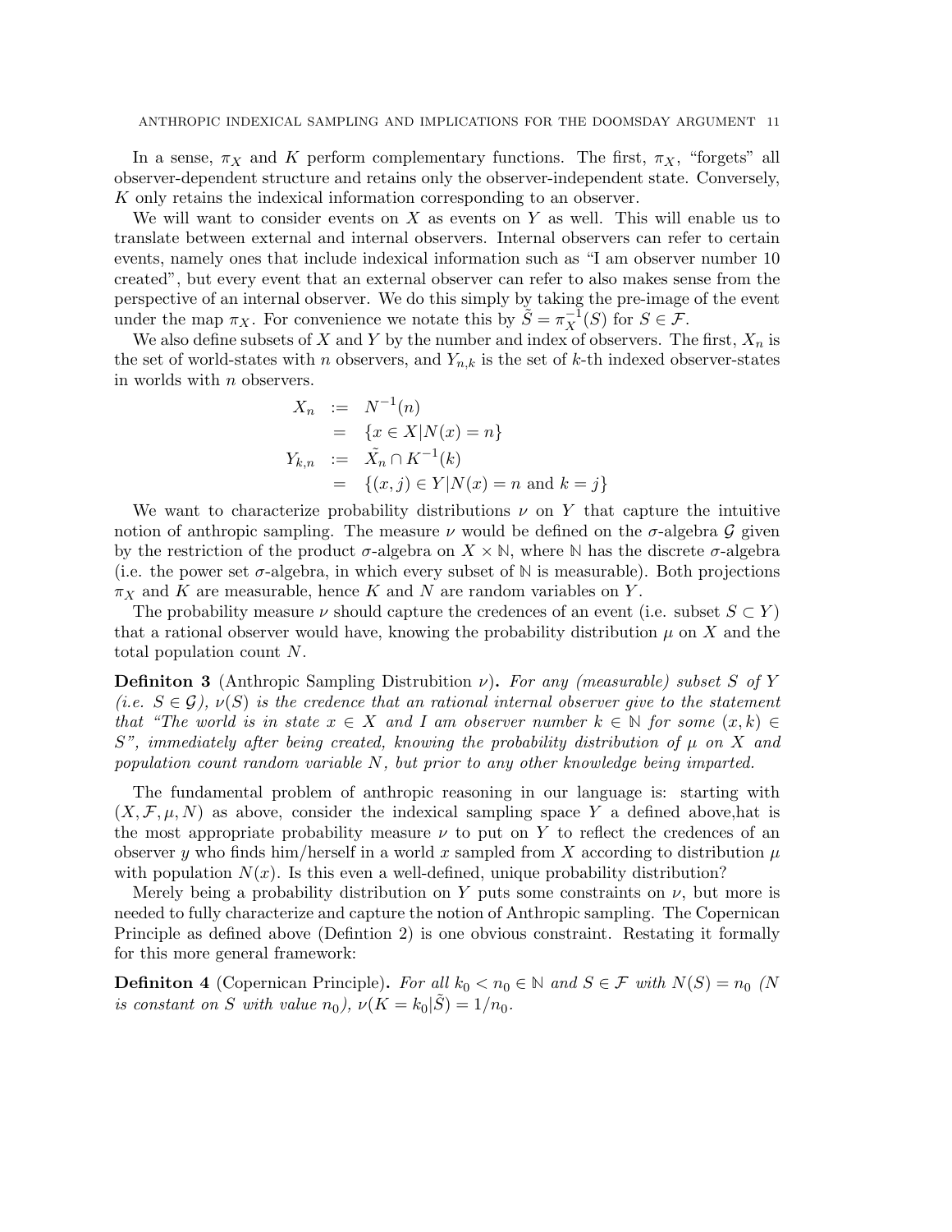In a sense, $\pi_X$ and $K$ perform complementary functions. The first, $\pi_X$, "forgets" all observer-dependent structure and retains only the observer-independent state. Conversely, $K$ only retains the indexical information corresponding to an observer.

We will want to consider events on $X$ as events on $Y$ as well. This will enable us to translate between external and internal observers. Internal observers can refer to certain events, namely ones that include indexical information such as "I am observer number 10 created", but every event that an external observer can refer to also makes sense from the perspective of an internal observer. We do this simply by taking the pre-image of the event under the map $\pi_X$. For convenience we notate this by $\tilde{S} = \pi_X^{-1}(S)$ for $S \in \mathcal{F}$.

We also define subsets of $X$ and $Y$ by the number and index of observers. The first, $X_n$ is the set of world-states with $n$ observers, and $Y_{n,k}$ is the set of $k$-th indexed observer-states in worlds with $n$ observers.

$$
\begin{aligned}
X_n &:= N^{-1}(n) \\
&= \{x \in X | N(x) = n\} \\
Y_{k,n} &:= \tilde{X}_n \cap K^{-1}(k) \\
&= \{(x, j) \in Y | N(x) = n \text{ and } k = j\}
\end{aligned}
$$

We want to characterize probability distributions $\nu$ on $Y$ that capture the intuitive notion of anthropic sampling. The measure $\nu$ would be defined on the $\sigma$-algebra $\mathcal{G}$ given by the restriction of the product $\sigma$-algebra on $X \times \mathbb{N}$, where $\mathbb{N}$ has the discrete $\sigma$-algebra (i.e. the power set $\sigma$-algebra, in which every subset of $\mathbb{N}$ is measurable). Both projections $\pi_X$ and $K$ are measurable, hence $K$ and $N$ are random variables on $Y$.

The probability measure $\nu$ should capture the credences of an event (i.e. subset $S \subset Y$) that a rational observer would have, knowing the probability distribution $\mu$ on $X$ and the total population count $N$.

**Definiton 3** (Anthropic Sampling Distrubition $\nu$)**.** *For any (measurable) subset $S$ of $Y$ (i.e. $S \in \mathcal{G}$), $\nu(S)$ is the credence that an rational internal observer give to the statement that "The world is in state $x \in X$ and I am observer number $k \in \mathbb{N}$ for some $(x, k) \in S$", immediately after being created, knowing the probability distribution of $\mu$ on $X$ and population count random variable $N$, but prior to any other knowledge being imparted.*

The fundamental problem of anthropic reasoning in our language is: starting with $(X, \mathcal{F}, \mu, N)$ as above, consider the indexical sampling space $Y$ a defined above,hat is the most appropriate probability measure $\nu$ to put on $Y$ to reflect the credences of an observer $y$ who finds him/herself in a world $x$ sampled from $X$ according to distribution $\mu$ with population $N(x)$. Is this even a well-defined, unique probability distribution?

Merely being a probability distribution on $Y$ puts some constraints on $\nu$, but more is needed to fully characterize and capture the notion of Anthropic sampling. The Copernican Principle as defined above (Defintion 2) is one obvious constraint. Restating it formally for this more general framework:

**Definiton 4** (Copernican Principle)**.** *For all $k_0 < n_0 \in \mathbb{N}$ and $S \in \mathcal{F}$ with $N(S) = n_0$ ($N$ is constant on $S$ with value $n_0$), $\nu(K = k_0 | \tilde{S}) = 1/n_0$.*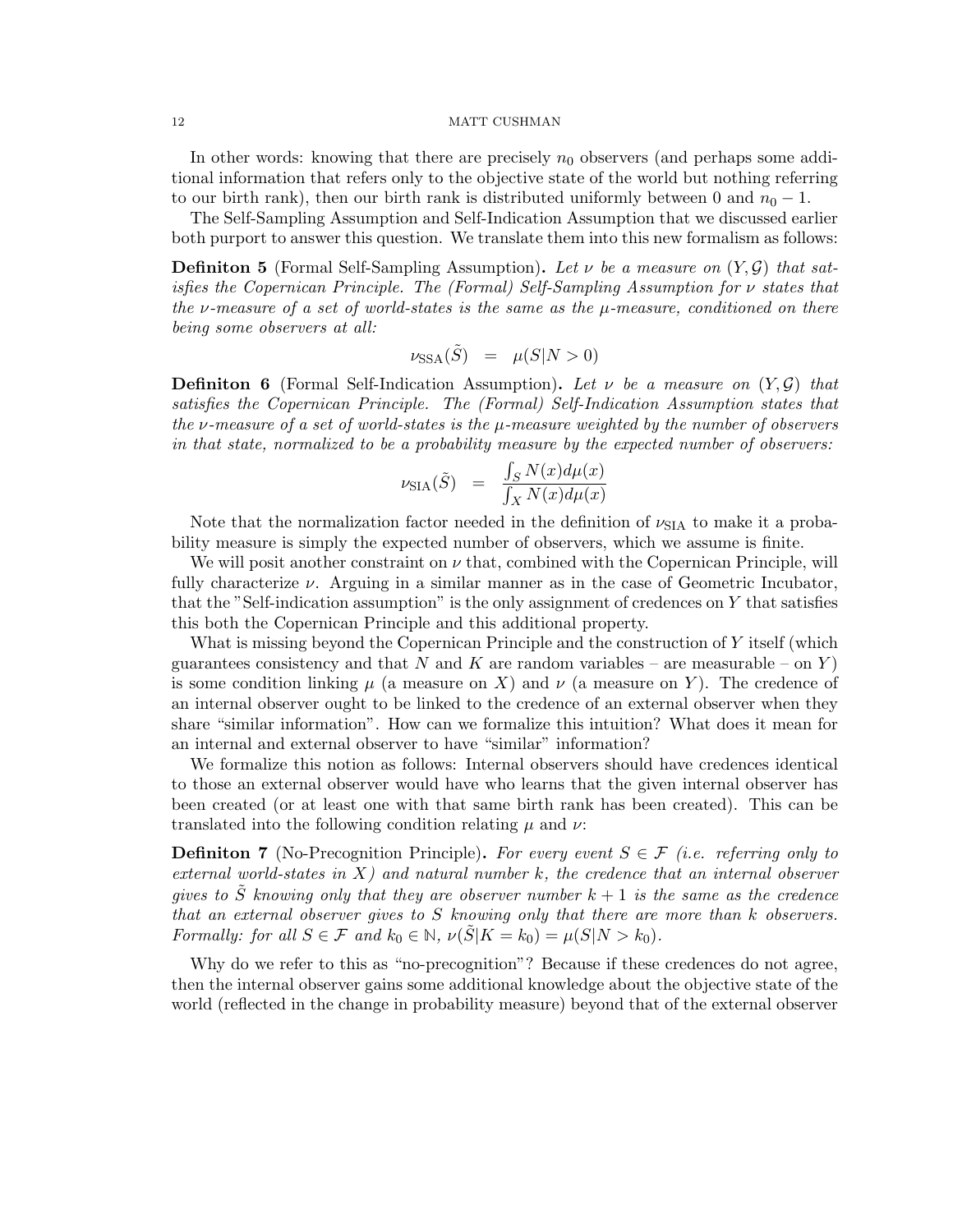In other words: knowing that there are precisely $n_0$ observers (and perhaps some additional information that refers only to the objective state of the world but nothing referring to our birth rank), then our birth rank is distributed uniformly between 0 and $n_0 - 1$.

The Self-Sampling Assumption and Self-Indication Assumption that we discussed earlier both purport to answer this question. We translate them into this new formalism as follows:

**Definiton 5** (Formal Self-Sampling Assumption)**.** *Let $\nu$ be a measure on $(Y, \mathcal{G})$ that satisfies the Copernican Principle. The (Formal) Self-Sampling Assumption for $\nu$ states that the $\nu$-measure of a set of world-states is the same as the $\mu$-measure, conditioned on there being some observers at all:*

$$\nu_{\mathrm{SSA}}(\tilde{S}) \quad = \quad \mu(S|N > 0)$$

**Definiton 6** (Formal Self-Indication Assumption)**.** *Let $\nu$ be a measure on $(Y, \mathcal{G})$ that satisfies the Copernican Principle. The (Formal) Self-Indication Assumption states that the $\nu$-measure of a set of world-states is the $\mu$-measure weighted by the number of observers in that state, normalized to be a probability measure by the expected number of observers:*

$$\nu_{\mathrm{SIA}}(\tilde{S}) \quad = \quad \frac{\int_S N(x) d\mu(x)}{\int_X N(x) d\mu(x)}$$

Note that the normalization factor needed in the definition of $\nu_{\mathrm{SIA}}$ to make it a probability measure is simply the expected number of observers, which we assume is finite.

We will posit another constraint on $\nu$ that, combined with the Copernican Principle, will fully characterize $\nu$. Arguing in a similar manner as in the case of Geometric Incubator, that the "Self-indication assumption" is the only assignment of credences on $Y$ that satisfies this both the Copernican Principle and this additional property.

What is missing beyond the Copernican Principle and the construction of $Y$ itself (which guarantees consistency and that $N$ and $K$ are random variables – are measurable – on $Y$) is some condition linking $\mu$ (a measure on $X$) and $\nu$ (a measure on $Y$). The credence of an internal observer ought to be linked to the credence of an external observer when they share "similar information". How can we formalize this intuition? What does it mean for an internal and external observer to have "similar" information?

We formalize this notion as follows: Internal observers should have credences identical to those an external observer would have who learns that the given internal observer has been created (or at least one with that same birth rank has been created). This can be translated into the following condition relating $\mu$ and $\nu$:

**Definiton 7** (No-Precognition Principle)**.** *For every event $S \in \mathcal{F}$ (i.e. referring only to external world-states in $X$) and natural number $k$, the credence that an internal observer gives to $\tilde{S}$ knowing only that they are observer number $k+1$ is the same as the credence that an external observer gives to $S$ knowing only that there are more than $k$ observers. Formally: for all $S \in \mathcal{F}$ and $k_0 \in \mathbb{N}$, $\nu(\tilde{S}|K = k_0) = \mu(S|N > k_0)$.*

Why do we refer to this as "no-precognition"? Because if these credences do not agree, then the internal observer gains some additional knowledge about the objective state of the world (reflected in the change in probability measure) beyond that of the external observer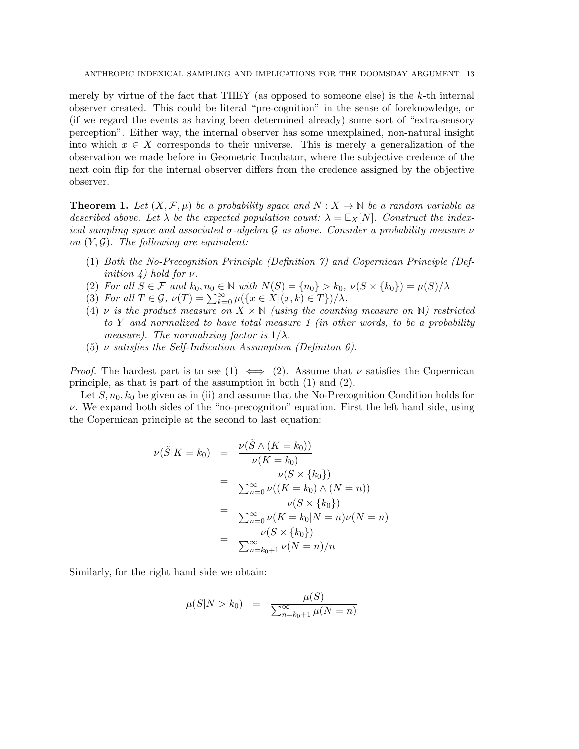merely by virtue of the fact that THEY (as opposed to someone else) is the $k$-th internal observer created. This could be literal "pre-cognition" in the sense of foreknowledge, or (if we regard the events as having been determined already) some sort of "extra-sensory perception". Either way, the internal observer has some unexplained, non-natural insight into which $x \in X$ corresponds to their universe. This is merely a generalization of the observation we made before in Geometric Incubator, where the subjective credence of the next coin flip for the internal observer differs from the credence assigned by the objective observer.

**Theorem 1.** *Let $(X, \mathcal{F}, \mu)$ be a probability space and $N : X \to \mathbb{N}$ be a random variable as described above. Let $\lambda$ be the expected population count: $\lambda = \mathbb{E}_X[N]$. Construct the indexical sampling space and associated $\sigma$-algebra $\mathcal{G}$ as above. Consider a probability measure $\nu$ on $(Y, \mathcal{G})$. The following are equivalent:*

1. *Both the No-Precognition Principle (Definition 7) and Copernican Principle (Definition 4) hold for $\nu$.*
2. *For all $S \in \mathcal{F}$ and $k_0, n_0 \in \mathbb{N}$ with $N(S) = \{n_0\} > k_0$, $\nu(S \times \{k_0\}) = \mu(S)/\lambda$*
3. *For all $T \in \mathcal{G}$, $\nu(T) = \sum_{k=0}^{\infty} \mu(\{x \in X | (x, k) \in T\})/\lambda$.*
4. *$\nu$ is the product measure on $X \times \mathbb{N}$ (using the counting measure on $\mathbb{N}$) restricted to $Y$ and normalized to have total measure 1 (in other words, to be a probability measure). The normalizing factor is $1/\lambda$.*
5. *$\nu$ satisfies the Self-Indication Assumption (Definiton 6).*

*Proof.* The hardest part is to see (1) $\iff$ (2). Assume that $\nu$ satisfies the Copernican principle, as that is part of the assumption in both (1) and (2).

Let $S, n_0, k_0$ be given as in (ii) and assume that the No-Precognition Condition holds for $\nu$. We expand both sides of the "no-precogniton" equation. First the left hand side, using the Copernican principle at the second to last equation:

$$\begin{aligned}
\nu(\tilde{S} | K = k_0) &= \frac{\nu(\tilde{S} \wedge (K = k_0))}{\nu(K = k_0)} \\
&= \frac{\nu(S \times \{k_0\})}{\sum_{n=0}^{\infty} \nu((K = k_0) \wedge (N = n))} \\
&= \frac{\nu(S \times \{k_0\})}{\sum_{n=0}^{\infty} \nu(K = k_0 | N = n)\nu(N = n)} \\
&= \frac{\nu(S \times \{k_0\})}{\sum_{n=k_0+1}^{\infty} \nu(N = n)/n}
\end{aligned}$$

Similarly, for the right hand side we obtain:

$$\mu(S | N > k_0) = \frac{\mu(S)}{\sum_{n=k_0+1}^{\infty} \mu(N = n)}$$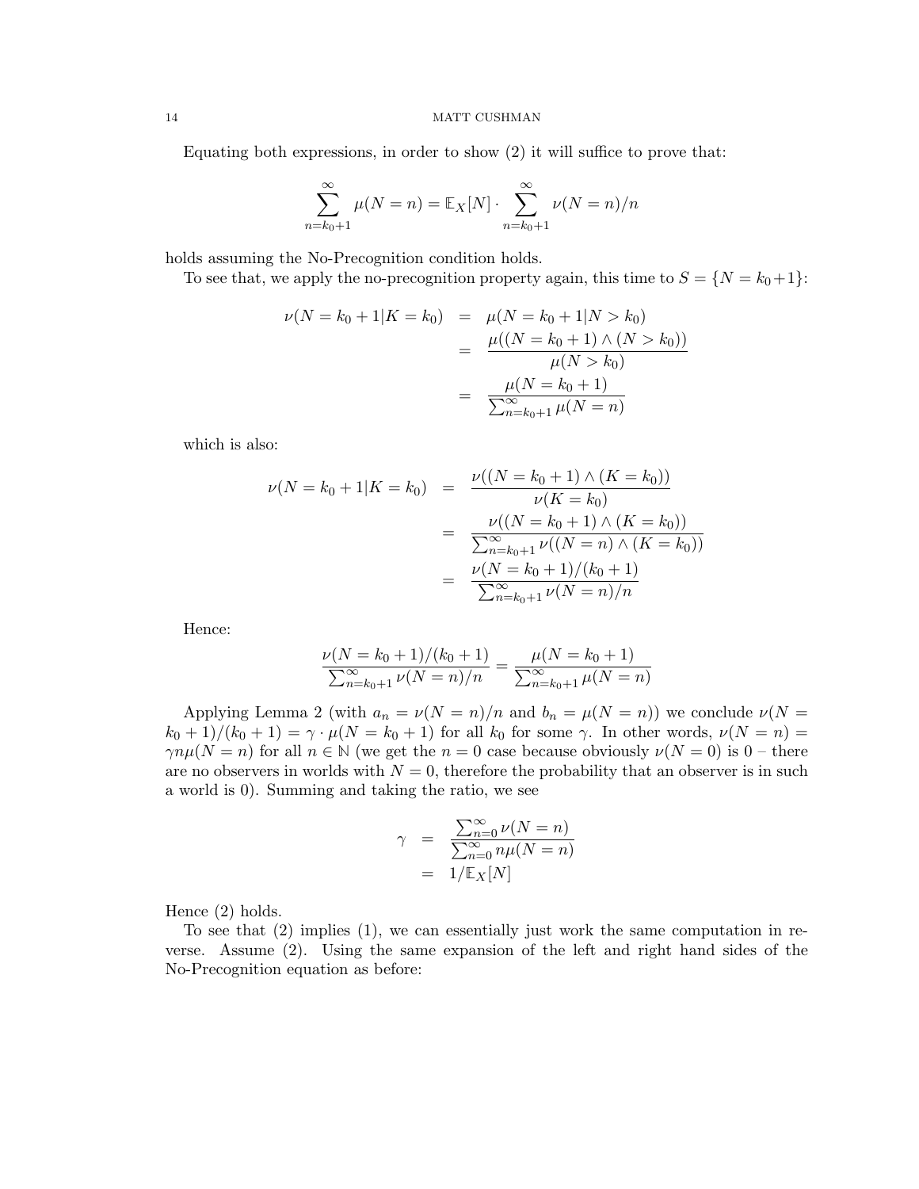Equating both expressions, in order to show (2) it will suffice to prove that:

$$\sum_{n=k_0+1}^{\infty} \mu(N=n) = \mathbb{E}_X[N] \cdot \sum_{n=k_0+1}^{\infty} \nu(N=n)/n$$

holds assuming the No-Precognition condition holds.

To see that, we apply the no-precognition property again, this time to $S = \{N = k_0+1\}$:

$$\begin{aligned}
\nu(N = k_0+1 | K = k_0) &= \mu(N = k_0 + 1 | N > k_0) \\
&= \frac{\mu((N = k_0+1) \wedge (N > k_0))}{\mu(N > k_0)} \\
&= \frac{\mu(N = k_0+1)}{\sum_{n=k_0+1}^{\infty} \mu(N=n)}
\end{aligned}$$

which is also:

$$\begin{aligned}
\nu(N = k_0+1 | K = k_0) &= \frac{\nu((N = k_0+1) \wedge (K = k_0))}{\nu(K = k_0)} \\
&= \frac{\nu((N = k_0+1) \wedge (K = k_0))}{\sum_{n=k_0+1}^{\infty} \nu((N=n) \wedge (K = k_0))} \\
&= \frac{\nu(N = k_0+1)/(k_0+1)}{\sum_{n=k_0+1}^{\infty} \nu(N=n)/n}
\end{aligned}$$

Hence:

$$\frac{\nu(N = k_0+1)/(k_0+1)}{\sum_{n=k_0+1}^{\infty} \nu(N=n)/n} = \frac{\mu(N = k_0+1)}{\sum_{n=k_0+1}^{\infty} \mu(N=n)}$$

Applying Lemma 2 (with $a_n = \nu(N = n)/n$ and $b_n = \mu(N = n)$) we conclude $\nu(N = k_0+1)/(k_0+1) = \gamma \cdot \mu(N = k_0+1)$ for all $k_0$ for some $\gamma$. In other words, $\nu(N = n) = \gamma n \mu(N = n)$ for all $n \in \mathbb{N}$ (we get the $n = 0$ case because obviously $\nu(N = 0)$ is 0 – there are no observers in worlds with $N = 0$, therefore the probability that an observer is in such a world is 0). Summing and taking the ratio, we see

$$\begin{aligned}
\gamma &= \frac{\sum_{n=0}^{\infty} \nu(N=n)}{\sum_{n=0}^{\infty} n\mu(N=n)} \\
&= 1/\mathbb{E}_X[N]
\end{aligned}$$

Hence (2) holds.

To see that (2) implies (1), we can essentially just work the same computation in reverse. Assume (2). Using the same expansion of the left and right hand sides of the No-Precognition equation as before: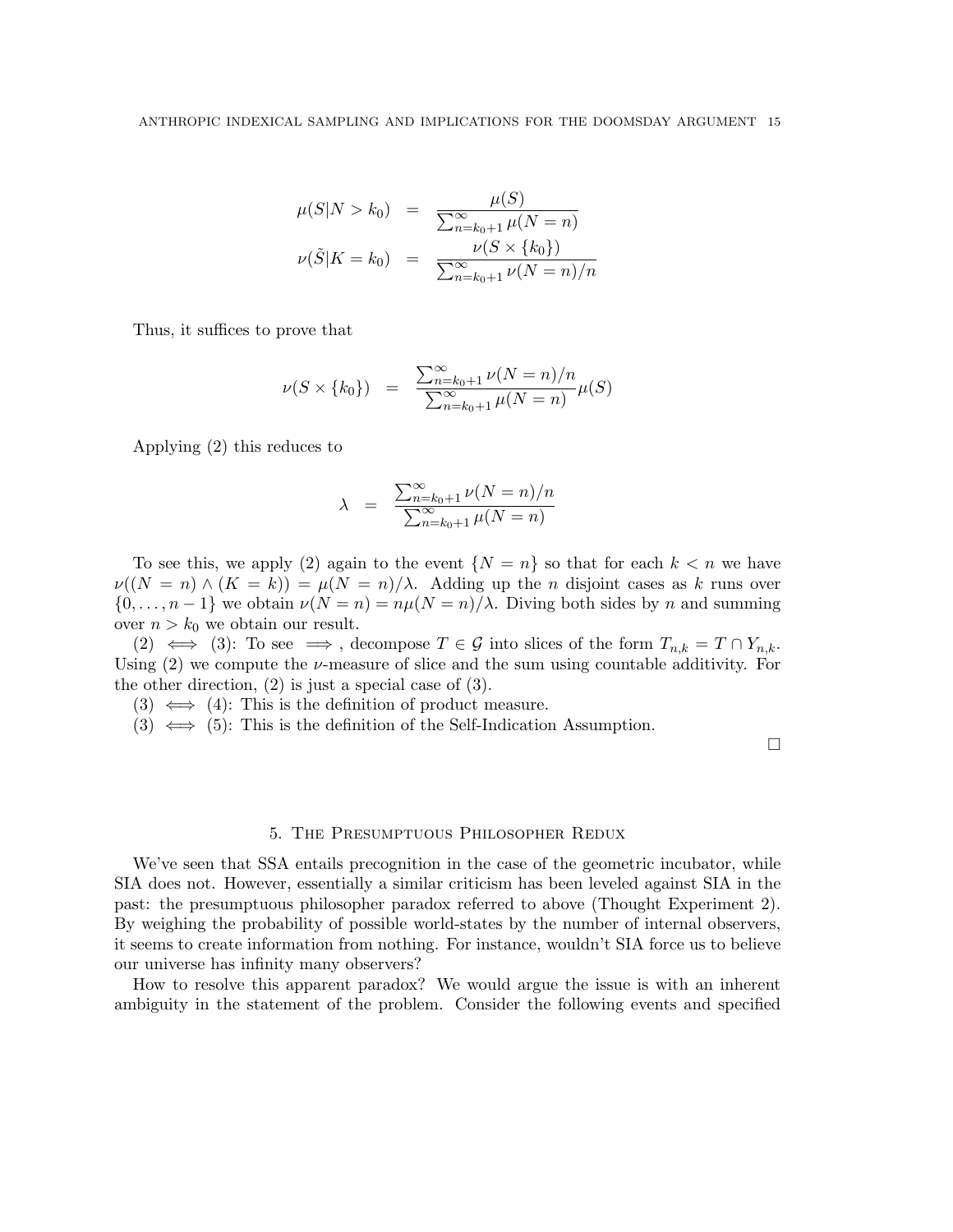$$
\begin{aligned}
\mu(S|N > k_0) &= \frac{\mu(S)}{\sum_{n=k_0+1}^{\infty} \mu(N = n)} \\
\nu(\tilde{S}|K = k_0) &= \frac{\nu(S \times \{k_0\})}{\sum_{n=k_0+1}^{\infty} \nu(N = n)/n}
\end{aligned}
$$

Thus, it suffices to prove that

$$
\nu(S \times \{k_0\}) = \frac{\sum_{n=k_0+1}^{\infty} \nu(N = n)/n}{\sum_{n=k_0+1}^{\infty} \mu(N = n)} \mu(S)
$$

Applying (2) this reduces to

$$
\lambda = \frac{\sum_{n=k_0+1}^{\infty} \nu(N = n)/n}{\sum_{n=k_0+1}^{\infty} \mu(N = n)}
$$

To see this, we apply (2) again to the event $\{N = n\}$ so that for each $k < n$ we have $\nu((N = n) \wedge (K = k)) = \mu(N = n)/\lambda$. Adding up the $n$ disjoint cases as $k$ runs over $\{0, \ldots, n-1\}$ we obtain $\nu(N = n) = n\mu(N = n)/\lambda$. Diving both sides by $n$ and summing over $n > k_0$ we obtain our result.

(2) $\iff$ (3): To see $\implies$, decompose $T \in \mathcal{G}$ into slices of the form $T_{n,k} = T \cap Y_{n,k}$. Using (2) we compute the $\nu$-measure of slice and the sum using countable additivity. For the other direction, (2) is just a special case of (3).

(3) $\iff$ (4): This is the definition of product measure.

(3) $\iff$ (5): This is the definition of the Self-Indication Assumption.

□

## 5. The Presumptuous Philosopher Redux

We've seen that SSA entails precognition in the case of the geometric incubator, while SIA does not. However, essentially a similar criticism has been leveled against SIA in the past: the presumptuous philosopher paradox referred to above (Thought Experiment 2). By weighing the probability of possible world-states by the number of internal observers, it seems to create information from nothing. For instance, wouldn't SIA force us to believe our universe has infinity many observers?

How to resolve this apparent paradox? We would argue the issue is with an inherent ambiguity in the statement of the problem. Consider the following events and specified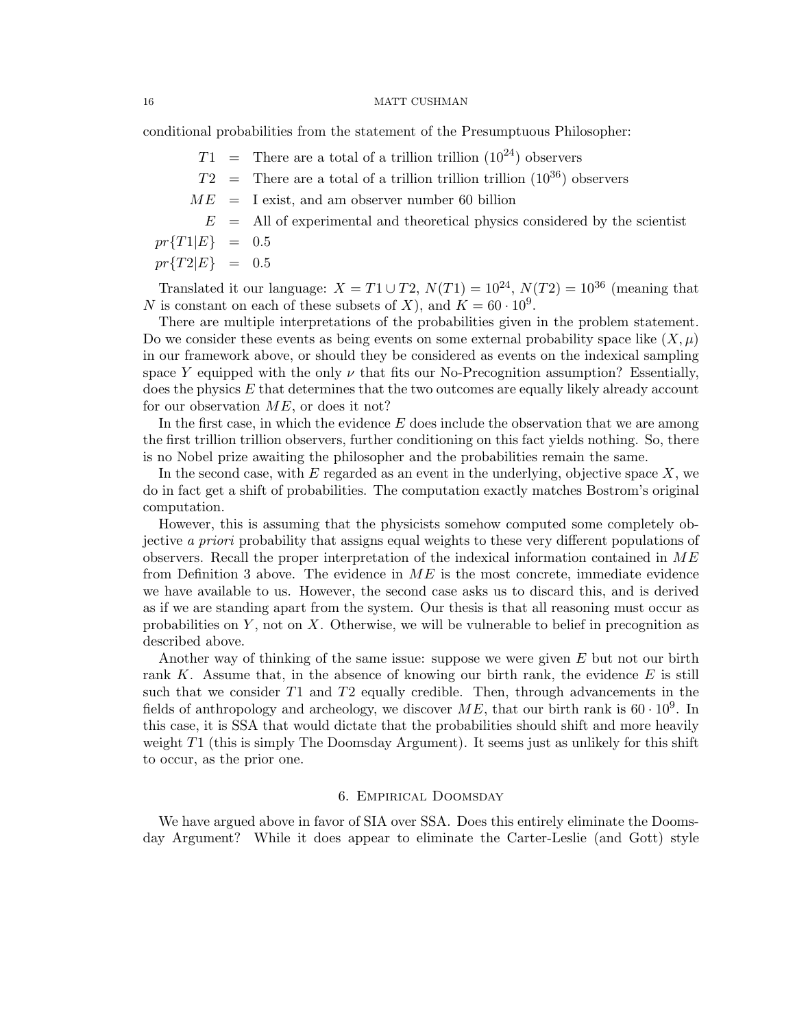conditional probabilities from the statement of the Presumptuous Philosopher:

$$
\begin{aligned}
T1 &= \text{There are a total of a trillion trillion } (10^{24}) \text{ observers} \\
T2 &= \text{There are a total of a trillion trillion trillion } (10^{36}) \text{ observers} \\
ME &= \text{I exist, and am observer number 60 billion} \\
E &= \text{All of experimental and theoretical physics considered by the scientist} \\
pr\{T1|E\} &= 0.5 \\
pr\{T2|E\} &= 0.5
\end{aligned}
$$

Translated it our language: $X = T1 \cup T2$, $N(T1) = 10^{24}$, $N(T2) = 10^{36}$ (meaning that $N$ is constant on each of these subsets of $X$), and $K = 60 \cdot 10^9$.

There are multiple interpretations of the probabilities given in the problem statement. Do we consider these events as being events on some external probability space like $(X, \mu)$ in our framework above, or should they be considered as events on the indexical sampling space $Y$ equipped with the only $\nu$ that fits our No-Precognition assumption? Essentially, does the physics $E$ that determines that the two outcomes are equally likely already account for our observation $ME$, or does it not?

In the first case, in which the evidence $E$ does include the observation that we are among the first trillion trillion observers, further conditioning on this fact yields nothing. So, there is no Nobel prize awaiting the philosopher and the probabilities remain the same.

In the second case, with $E$ regarded as an event in the underlying, objective space $X$, we do in fact get a shift of probabilities. The computation exactly matches Bostrom's original computation.

However, this is assuming that the physicists somehow computed some completely objective *a priori* probability that assigns equal weights to these very different populations of observers. Recall the proper interpretation of the indexical information contained in $ME$ from Definition 3 above. The evidence in $ME$ is the most concrete, immediate evidence we have available to us. However, the second case asks us to discard this, and is derived as if we are standing apart from the system. Our thesis is that all reasoning must occur as probabilities on $Y$, not on $X$. Otherwise, we will be vulnerable to belief in precognition as described above.

Another way of thinking of the same issue: suppose we were given $E$ but not our birth rank $K$. Assume that, in the absence of knowing our birth rank, the evidence $E$ is still such that we consider $T1$ and $T2$ equally credible. Then, through advancements in the fields of anthropology and archeology, we discover $ME$, that our birth rank is $60 \cdot 10^9$. In this case, it is SSA that would dictate that the probabilities should shift and more heavily weight $T1$ (this is simply The Doomsday Argument). It seems just as unlikely for this shift to occur, as the prior one.

## 6. Empirical Doomsday

We have argued above in favor of SIA over SSA. Does this entirely eliminate the Doomsday Argument? While it does appear to eliminate the Carter-Leslie (and Gott) style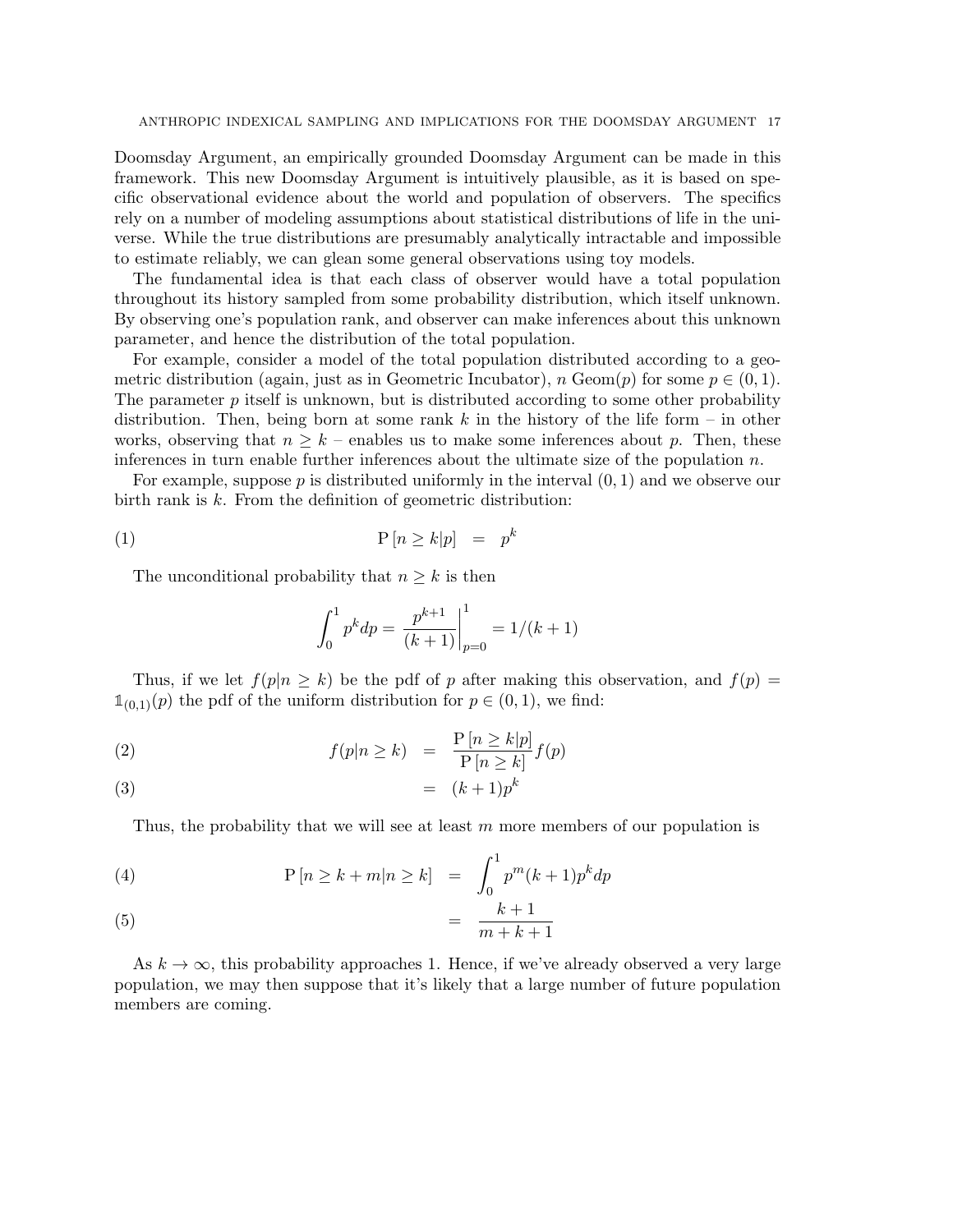Doomsday Argument, an empirically grounded Doomsday Argument can be made in this framework. This new Doomsday Argument is intuitively plausible, as it is based on specific observational evidence about the world and population of observers. The specifics rely on a number of modeling assumptions about statistical distributions of life in the universe. While the true distributions are presumably analytically intractable and impossible to estimate reliably, we can glean some general observations using toy models.

The fundamental idea is that each class of observer would have a total population throughout its history sampled from some probability distribution, which itself unknown. By observing one's population rank, and observer can make inferences about this unknown parameter, and hence the distribution of the total population.

For example, consider a model of the total population distributed according to a geometric distribution (again, just as in Geometric Incubator), $n$ Geom($p$) for some $p \in (0, 1)$. The parameter $p$ itself is unknown, but is distributed according to some other probability distribution. Then, being born at some rank $k$ in the history of the life form – in other works, observing that $n \geq k$ – enables us to make some inferences about $p$. Then, these inferences in turn enable further inferences about the ultimate size of the population $n$.

For example, suppose $p$ is distributed uniformly in the interval $(0, 1)$ and we observe our birth rank is $k$. From the definition of geometric distribution:

$$\mathrm{P}\left[n \geq k | p\right] = p^k \tag{1}$$

The unconditional probability that $n \geq k$ is then

$$\int_0^1 p^k dp = \left. \frac{p^{k+1}}{(k+1)} \right|_{p=0}^{1} = 1/(k+1)$$

Thus, if we let $f(p|n \geq k)$ be the pdf of $p$ after making this observation, and $f(p) = \mathbb{1}_{(0,1)}(p)$ the pdf of the uniform distribution for $p \in (0, 1)$, we find:

$$f(p|n \geq k) = \frac{\mathrm{P}\left[n \geq k|p\right]}{\mathrm{P}\left[n \geq k\right]} f(p) \tag{2}$$

$$= (k+1)p^k \tag{3}$$

Thus, the probability that we will see at least $m$ more members of our population is

$$\mathrm{P}\left[n \geq k + m | n \geq k\right] = \int_0^1 p^m (k+1) p^k dp \tag{4}$$

$$= \frac{k+1}{m+k+1} \tag{5}$$

As $k \to \infty$, this probability approaches 1. Hence, if we've already observed a very large population, we may then suppose that it's likely that a large number of future population members are coming.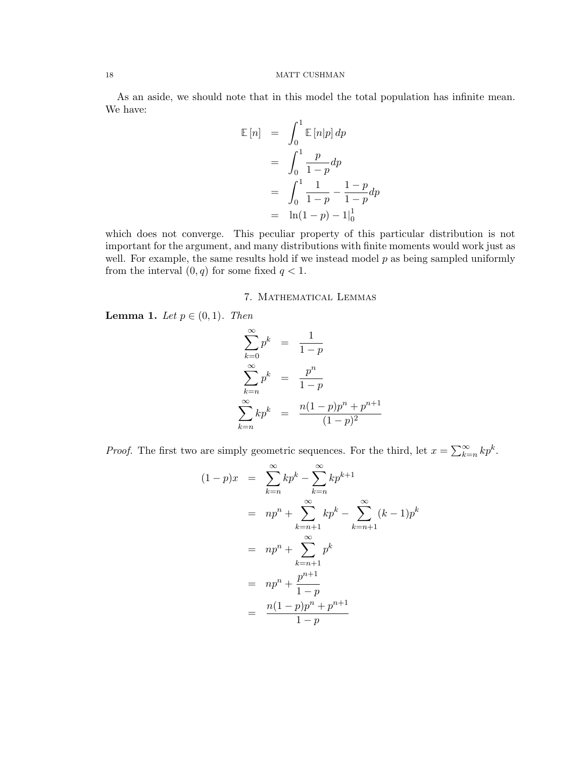As an aside, we should note that in this model the total population has infinite mean. We have:

$$
\begin{aligned}
\mathbb{E}[n] &= \int_0^1 \mathbb{E}[n|p]\, dp \\
&= \int_0^1 \frac{p}{1-p} dp \\
&= \int_0^1 \frac{1}{1-p} - \frac{1-p}{1-p} dp \\
&= \ln(1-p) - 1|_0^1
\end{aligned}
$$

which does not converge. This peculiar property of this particular distribution is not important for the argument, and many distributions with finite moments would work just as well. For example, the same results hold if we instead model $p$ as being sampled uniformly from the interval $(0, q)$ for some fixed $q < 1$.

## 7. Mathematical Lemmas

**Lemma 1.** *Let $p \in (0,1)$. Then*

$$
\begin{aligned}
\sum_{k=0}^{\infty} p^k &= \frac{1}{1-p} \\
\sum_{k=n}^{\infty} p^k &= \frac{p^n}{1-p} \\
\sum_{k=n}^{\infty} k p^k &= \frac{n(1-p)p^n + p^{n+1}}{(1-p)^2}
\end{aligned}
$$

*Proof.* The first two are simply geometric sequences. For the third, let $x = \sum_{k=n}^{\infty} k p^k$.

$$
\begin{aligned}
(1-p)x &= \sum_{k=n}^{\infty} k p^k - \sum_{k=n}^{\infty} k p^{k+1} \\
&= np^n + \sum_{k=n+1}^{\infty} k p^k - \sum_{k=n+1}^{\infty} (k-1) p^k \\
&= np^n + \sum_{k=n+1}^{\infty} p^k \\
&= np^n + \frac{p^{n+1}}{1-p} \\
&= \frac{n(1-p)p^n + p^{n+1}}{1-p}
\end{aligned}
$$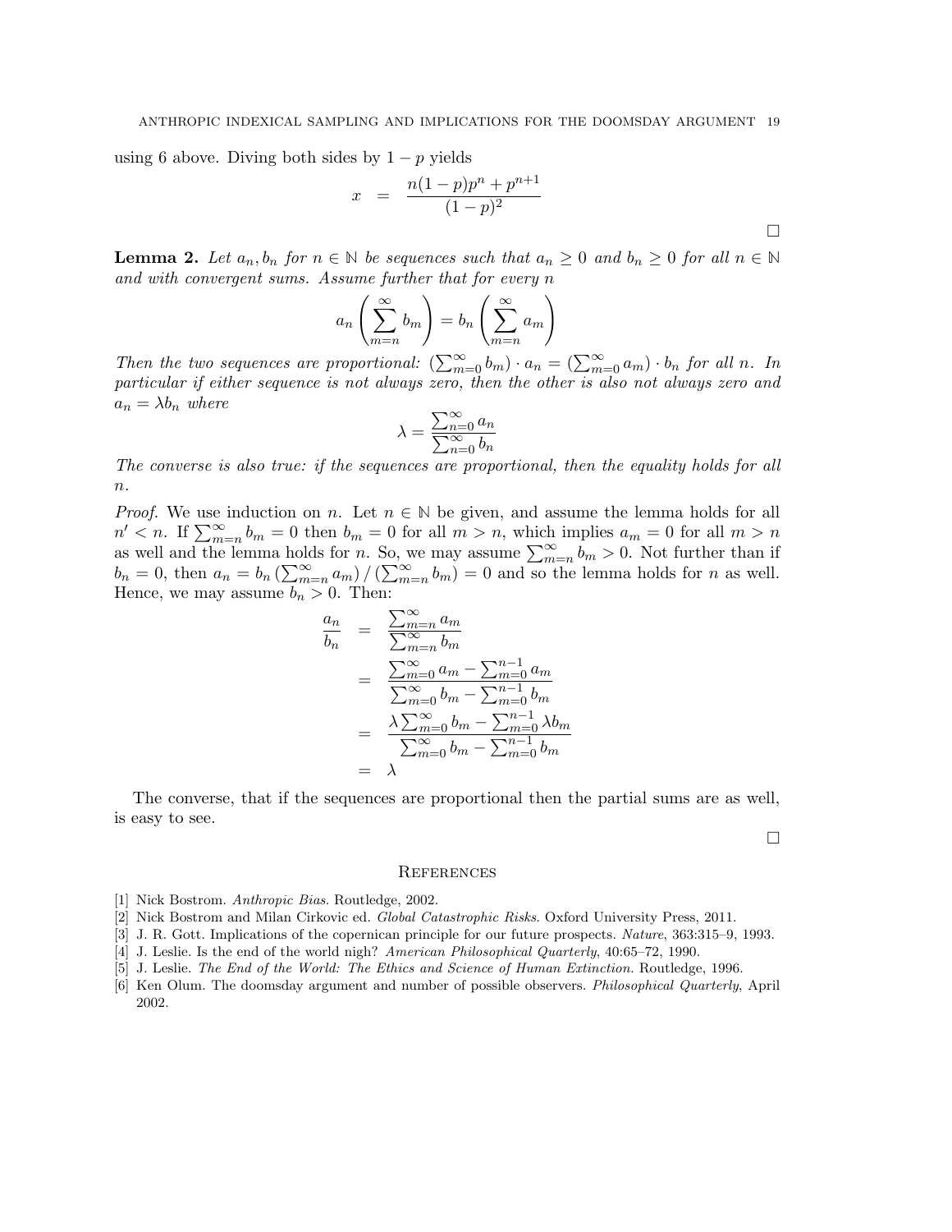using 6 above. Diving both sides by $1 - p$ yields

$$x = \frac{n(1-p)p^n + p^{n+1}}{(1-p)^2}$$

□

**Lemma 2.** *Let $a_n, b_n$ for $n \in \mathbb{N}$ be sequences such that $a_n \geq 0$ and $b_n \geq 0$ for all $n \in \mathbb{N}$ and with convergent sums. Assume further that for every $n$*

$$a_n \left( \sum_{m=n}^{\infty} b_m \right) = b_n \left( \sum_{m=n}^{\infty} a_m \right)$$

*Then the two sequences are proportional: $(\sum_{m=0}^{\infty} b_m) \cdot a_n = (\sum_{m=0}^{\infty} a_m) \cdot b_n$ for all $n$. In particular if either sequence is not always zero, then the other is also not always zero and $a_n = \lambda b_n$ where*

$$\lambda = \frac{\sum_{n=0}^{\infty} a_n}{\sum_{n=0}^{\infty} b_n}$$

*The converse is also true: if the sequences are proportional, then the equality holds for all $n$.*

*Proof.* We use induction on $n$. Let $n \in \mathbb{N}$ be given, and assume the lemma holds for all $n' < n$. If $\sum_{m=n}^{\infty} b_m = 0$ then $b_m = 0$ for all $m > n$, which implies $a_m = 0$ for all $m > n$ as well and the lemma holds for $n$. So, we may assume $\sum_{m=n}^{\infty} b_m > 0$. Not further than if $b_n = 0$, then $a_n = b_n \left(\sum_{m=n}^{\infty} a_m\right) / \left(\sum_{m=n}^{\infty} b_m\right) = 0$ and so the lemma holds for $n$ as well. Hence, we may assume $b_n > 0$. Then:

$$\begin{aligned}
\frac{a_n}{b_n} &= \frac{\sum_{m=n}^{\infty} a_m}{\sum_{m=n}^{\infty} b_m} \\
&= \frac{\sum_{m=0}^{\infty} a_m - \sum_{m=0}^{n-1} a_m}{\sum_{m=0}^{\infty} b_m - \sum_{m=0}^{n-1} b_m} \\
&= \frac{\lambda \sum_{m=0}^{\infty} b_m - \sum_{m=0}^{n-1} \lambda b_m}{\sum_{m=0}^{\infty} b_m - \sum_{m=0}^{n-1} b_m} \\
&= \lambda
\end{aligned}$$

The converse, that if the sequences are proportional then the partial sums are as well, is easy to see.

□

## References

[1] Nick Bostrom. *Anthropic Bias*. Routledge, 2002.

[2] Nick Bostrom and Milan Cirkovic ed. *Global Catastrophic Risks*. Oxford University Press, 2011.

[3] J. R. Gott. Implications of the copernican principle for our future prospects. *Nature*, 363:315–9, 1993.

[4] J. Leslie. Is the end of the world nigh? *American Philosophical Quarterly*, 40:65–72, 1990.

[5] J. Leslie. *The End of the World: The Ethics and Science of Human Extinction*. Routledge, 1996.

[6] Ken Olum. The doomsday argument and number of possible observers. *Philosophical Quarterly*, April 2002.